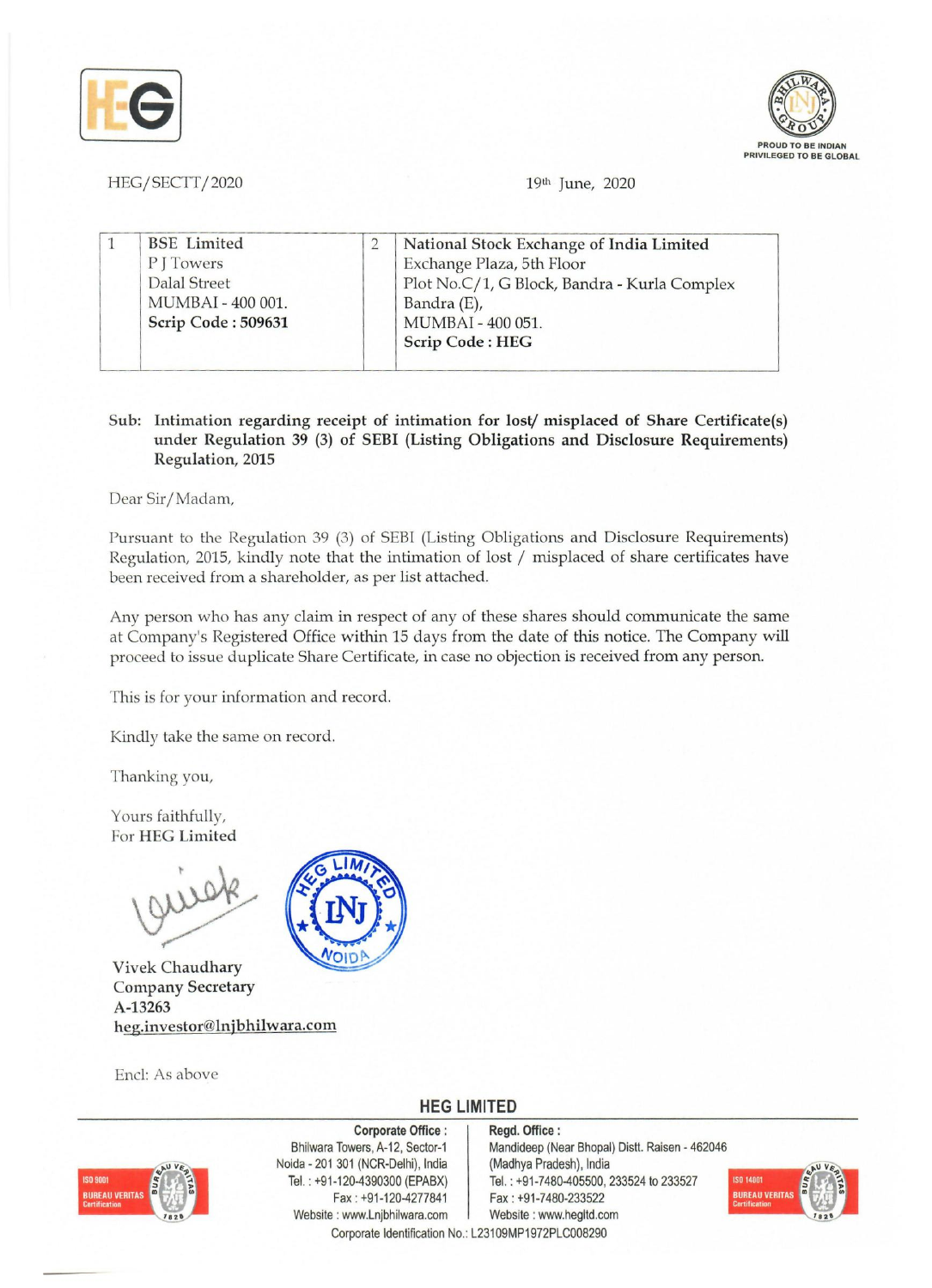HEG/SECTT/2020

19th June, 2020

| 1 | BSE Limited<br>P J Towers<br>Dalal Street<br>MUMBAI - 400 001.<br>**Scrip Code : 509631** | 2 | **National Stock Exchange of India Limited**<br>Exchange Plaza, 5th Floor<br>Plot No.C/1, G Block, Bandra - Kurla Complex<br>Bandra (E),<br>MUMBAI - 400 051.<br>**Scrip Code : HEG** |
|---|---|---|---|

**Sub: Intimation regarding receipt of intimation for lost/ misplaced of Share Certificate(s) under Regulation 39 (3) of SEBI (Listing Obligations and Disclosure Requirements) Regulation, 2015**

Dear Sir/Madam,

Pursuant to the Regulation 39 (3) of SEBI (Listing Obligations and Disclosure Requirements) Regulation, 2015, kindly note that the intimation of lost / misplaced of share certificates have been received from a shareholder, as per list attached.

Any person who has any claim in respect of any of these shares should communicate the same at Company's Registered Office within 15 days from the date of this notice. The Company will proceed to issue duplicate Share Certificate, in case no objection is received from any person.

This is for your information and record.

Kindly take the same on record.

Thanking you,

Yours faithfully,
For **HEG Limited**

**Vivek Chaudhary**
**Company Secretary**
**A-13263**
**heg.investor@lnjbhilwara.com**

Encl: As above

**HEG LIMITED**

**Corporate Office :**
Bhilwara Towers, A-12, Sector-1
Noida - 201 301 (NCR-Delhi), India
Tel. : +91-120-4390300 (EPABX)
Fax : +91-120-4277841
Website : www.Lnjbhilwara.com

**Regd. Office :**
Mandideep (Near Bhopal) Distt. Raisen - 462046
(Madhya Pradesh), India
Tel. : +91-7480-405500, 233524 to 233527
Fax : +91-7480-233522
Website : www.hegltd.com

Corporate Identification No.: L23109MP1972PLC008290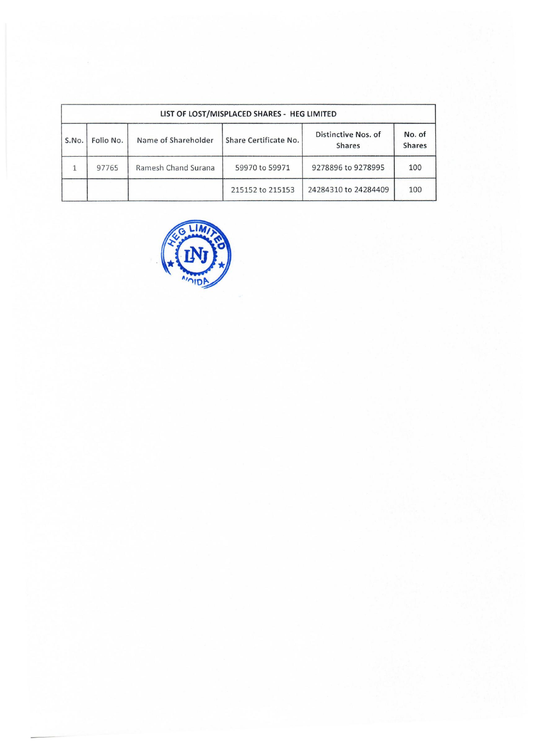| LIST OF LOST/MISPLACED SHARES - HEG LIMITED | | | | | |
|---|---|---|---|---|---|
| S.No. | Folio No. | Name of Shareholder | Share Certificate No. | Distinctive Nos. of Shares | No. of Shares |
| 1 | 97765 | Ramesh Chand Surana | 59970 to 59971 | 9278896 to 9278995 | 100 |
| | | | 215152 to 215153 | 24284310 to 24284409 | 100 |